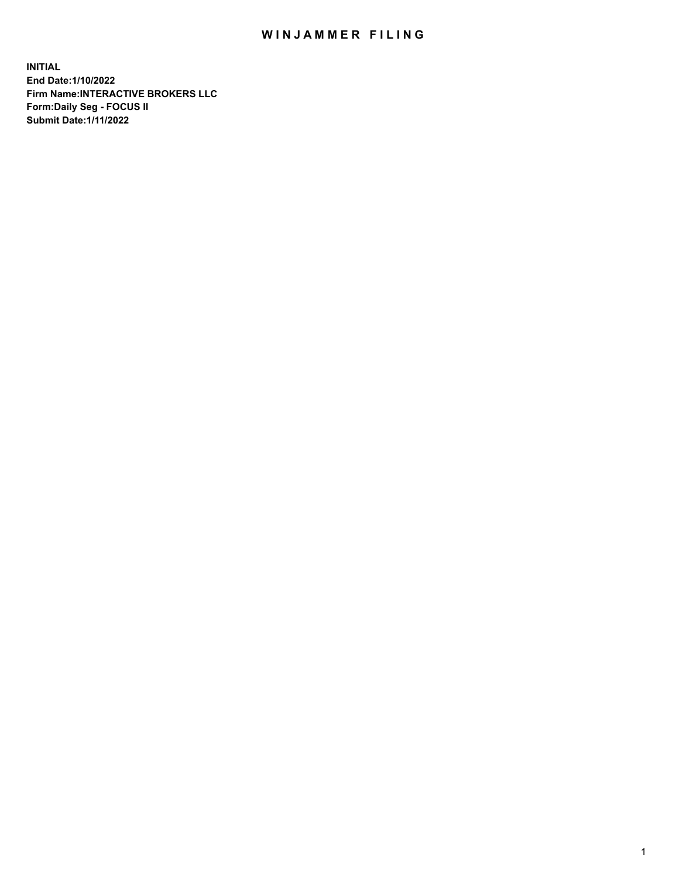# WINJAMMER FILING

**INITIAL**
**End Date:1/10/2022**
**Firm Name:INTERACTIVE BROKERS LLC**
**Form:Daily Seg - FOCUS II**
**Submit Date:1/11/2022**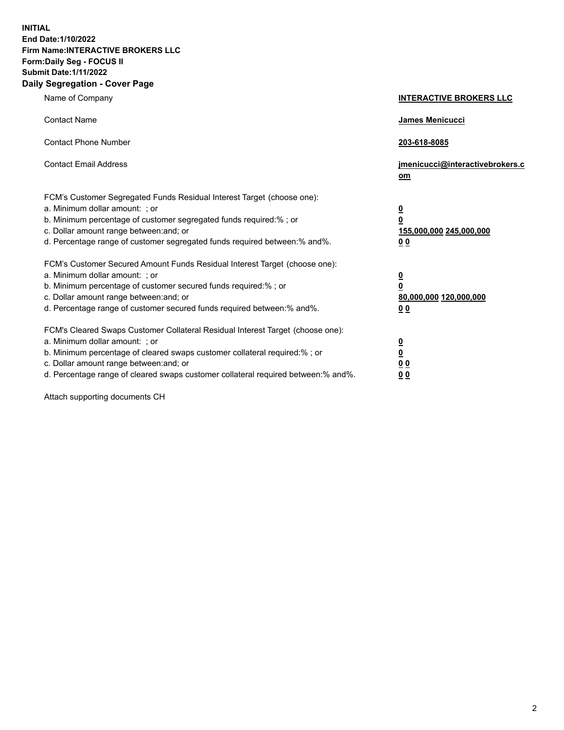**INITIAL**
**End Date:1/10/2022**
**Firm Name:INTERACTIVE BROKERS LLC**
**Form:Daily Seg - FOCUS II**
**Submit Date:1/11/2022**

## Daily Segregation - Cover Page

| | |
|---|---|
| Name of Company | **INTERACTIVE BROKERS LLC** |
| Contact Name | **James Menicucci** |
| Contact Phone Number | **203-618-8085** |
| Contact Email Address | **jmenicucci@interactivebrokers.com** |

FCM's Customer Segregated Funds Residual Interest Target (choose one):

| | |
|---|---|
| a. Minimum dollar amount: ; or | **0** |
| b. Minimum percentage of customer segregated funds required:% ; or | **0** |
| c. Dollar amount range between:and; or | **155,000,000** **245,000,000** |
| d. Percentage range of customer segregated funds required between:% and%. | **0** **0** |

FCM's Customer Secured Amount Funds Residual Interest Target (choose one):

| | |
|---|---|
| a. Minimum dollar amount: ; or | **0** |
| b. Minimum percentage of customer secured funds required:% ; or | **0** |
| c. Dollar amount range between:and; or | **80,000,000** **120,000,000** |
| d. Percentage range of customer secured funds required between:% and%. | **0** **0** |

FCM's Cleared Swaps Customer Collateral Residual Interest Target (choose one):

| | |
|---|---|
| a. Minimum dollar amount: ; or | **0** |
| b. Minimum percentage of cleared swaps customer collateral required:% ; or | **0** |
| c. Dollar amount range between:and; or | **0** **0** |
| d. Percentage range of cleared swaps customer collateral required between:% and%. | **0** **0** |

Attach supporting documents CH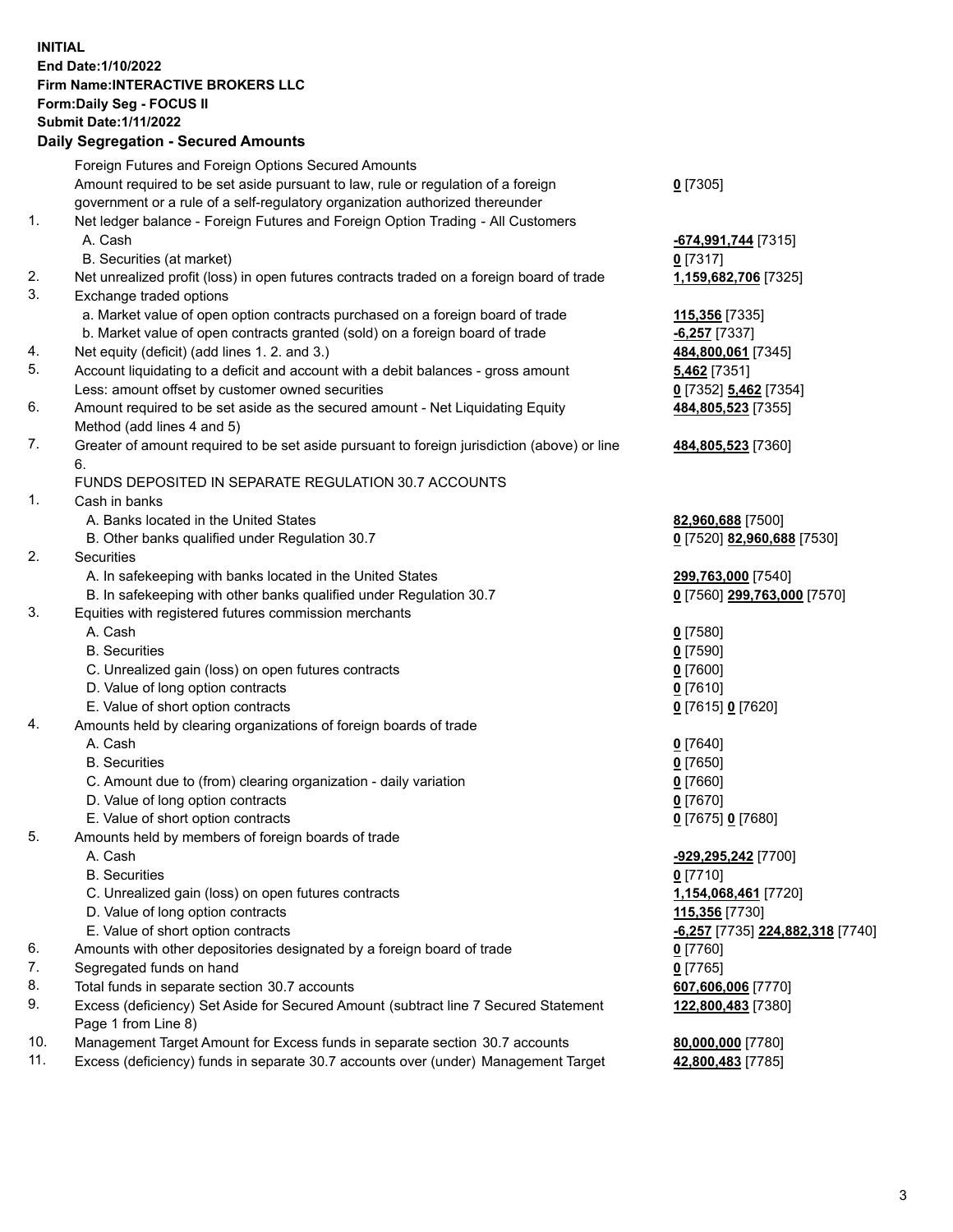**INITIAL**
**End Date:1/10/2022**
**Firm Name:INTERACTIVE BROKERS LLC**
**Form:Daily Seg - FOCUS II**
**Submit Date:1/11/2022**

**Daily Segregation - Secured Amounts**

| | | |
|---|---|---|
| | Foreign Futures and Foreign Options Secured Amounts | |
| | Amount required to be set aside pursuant to law, rule or regulation of a foreign government or a rule of a self-regulatory organization authorized thereunder | **0** [7305] |
| 1. | Net ledger balance - Foreign Futures and Foreign Option Trading - All Customers | |
| | A. Cash | **-674,991,744** [7315] |
| | B. Securities (at market) | **0** [7317] |
| 2. | Net unrealized profit (loss) in open futures contracts traded on a foreign board of trade | **1,159,682,706** [7325] |
| 3. | Exchange traded options | |
| | a. Market value of open option contracts purchased on a foreign board of trade | **115,356** [7335] |
| | b. Market value of open contracts granted (sold) on a foreign board of trade | **-6,257** [7337] |
| 4. | Net equity (deficit) (add lines 1. 2. and 3.) | **484,800,061** [7345] |
| 5. | Account liquidating to a deficit and account with a debit balances - gross amount | **5,462** [7351] |
| | Less: amount offset by customer owned securities | **0** [7352] **5,462** [7354] |
| 6. | Amount required to be set aside as the secured amount - Net Liquidating Equity Method (add lines 4 and 5) | **484,805,523** [7355] |
| 7. | Greater of amount required to be set aside pursuant to foreign jurisdiction (above) or line 6. | **484,805,523** [7360] |
| | FUNDS DEPOSITED IN SEPARATE REGULATION 30.7 ACCOUNTS | |
| 1. | Cash in banks | |
| | A. Banks located in the United States | **82,960,688** [7500] |
| | B. Other banks qualified under Regulation 30.7 | **0** [7520] **82,960,688** [7530] |
| 2. | Securities | |
| | A. In safekeeping with banks located in the United States | **299,763,000** [7540] |
| | B. In safekeeping with other banks qualified under Regulation 30.7 | **0** [7560] **299,763,000** [7570] |
| 3. | Equities with registered futures commission merchants | |
| | A. Cash | **0** [7580] |
| | B. Securities | **0** [7590] |
| | C. Unrealized gain (loss) on open futures contracts | **0** [7600] |
| | D. Value of long option contracts | **0** [7610] |
| | E. Value of short option contracts | **0** [7615] **0** [7620] |
| 4. | Amounts held by clearing organizations of foreign boards of trade | |
| | A. Cash | **0** [7640] |
| | B. Securities | **0** [7650] |
| | C. Amount due to (from) clearing organization - daily variation | **0** [7660] |
| | D. Value of long option contracts | **0** [7670] |
| | E. Value of short option contracts | **0** [7675] **0** [7680] |
| 5. | Amounts held by members of foreign boards of trade | |
| | A. Cash | **-929,295,242** [7700] |
| | B. Securities | **0** [7710] |
| | C. Unrealized gain (loss) on open futures contracts | **1,154,068,461** [7720] |
| | D. Value of long option contracts | **115,356** [7730] |
| | E. Value of short option contracts | **-6,257** [7735] **224,882,318** [7740] |
| 6. | Amounts with other depositories designated by a foreign board of trade | **0** [7760] |
| 7. | Segregated funds on hand | **0** [7765] |
| 8. | Total funds in separate section 30.7 accounts | **607,606,006** [7770] |
| 9. | Excess (deficiency) Set Aside for Secured Amount (subtract line 7 Secured Statement Page 1 from Line 8) | **122,800,483** [7380] |
| 10. | Management Target Amount for Excess funds in separate section 30.7 accounts | **80,000,000** [7780] |
| 11. | Excess (deficiency) funds in separate 30.7 accounts over (under) Management Target | **42,800,483** [7785] |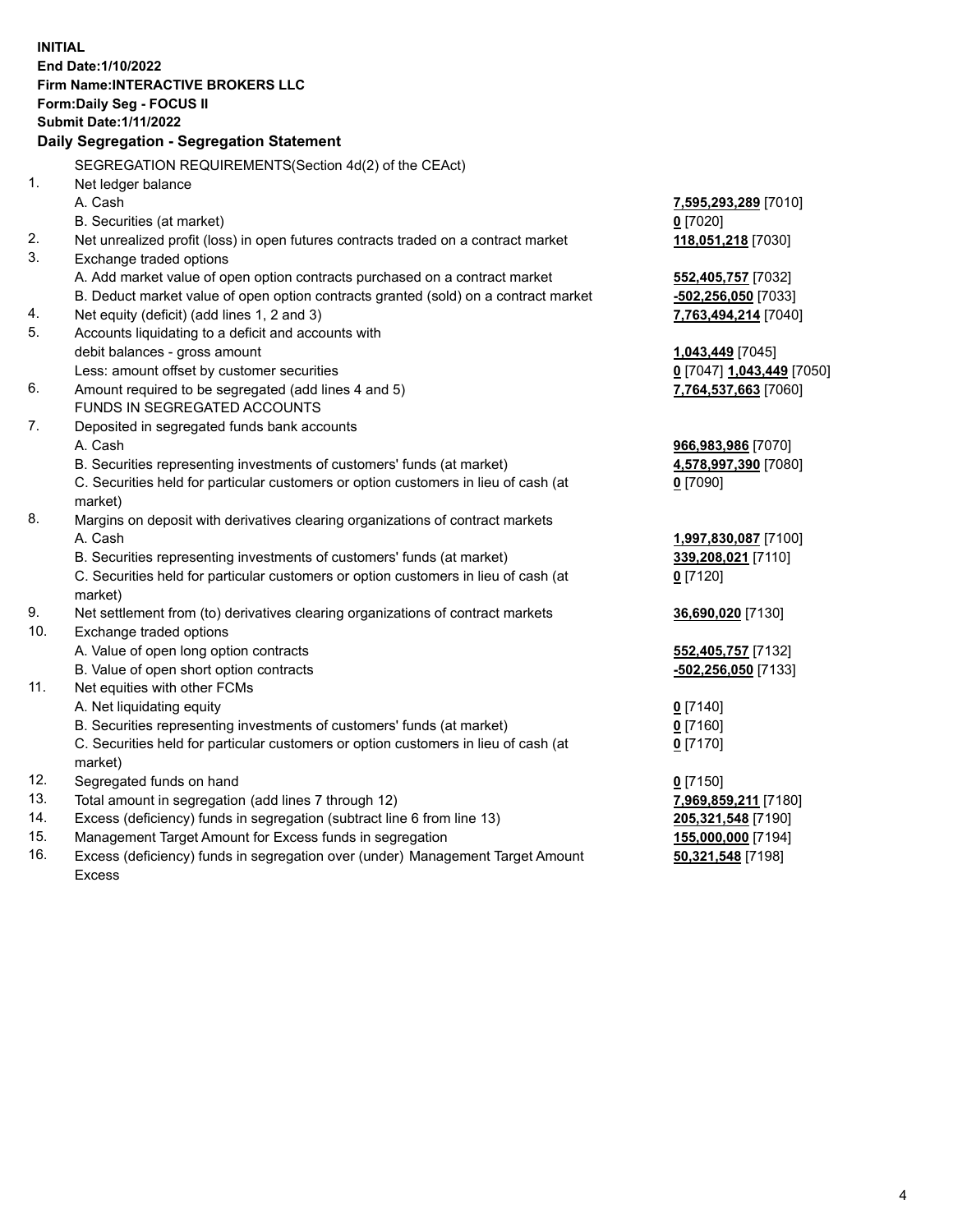**INITIAL**
**End Date:1/10/2022**
**Firm Name:INTERACTIVE BROKERS LLC**
**Form:Daily Seg - FOCUS II**
**Submit Date:1/11/2022**

**Daily Segregation - Segregation Statement**

SEGREGATION REQUIREMENTS(Section 4d(2) of the CEAct)

| | | |
|---|---|---|
| 1. | Net ledger balance | |
| | A. Cash | **7,595,293,289** [7010] |
| | B. Securities (at market) | **0** [7020] |
| 2. | Net unrealized profit (loss) in open futures contracts traded on a contract market | **118,051,218** [7030] |
| 3. | Exchange traded options | |
| | A. Add market value of open option contracts purchased on a contract market | **552,405,757** [7032] |
| | B. Deduct market value of open option contracts granted (sold) on a contract market | **-502,256,050** [7033] |
| 4. | Net equity (deficit) (add lines 1, 2 and 3) | **7,763,494,214** [7040] |
| 5. | Accounts liquidating to a deficit and accounts with | |
| | debit balances - gross amount | **1,043,449** [7045] |
| | Less: amount offset by customer securities | **0** [7047] **1,043,449** [7050] |
| 6. | Amount required to be segregated (add lines 4 and 5) | **7,764,537,663** [7060] |
| | FUNDS IN SEGREGATED ACCOUNTS | |
| 7. | Deposited in segregated funds bank accounts | |
| | A. Cash | **966,983,986** [7070] |
| | B. Securities representing investments of customers' funds (at market) | **4,578,997,390** [7080] |
| | C. Securities held for particular customers or option customers in lieu of cash (at market) | **0** [7090] |
| 8. | Margins on deposit with derivatives clearing organizations of contract markets | |
| | A. Cash | **1,997,830,087** [7100] |
| | B. Securities representing investments of customers' funds (at market) | **339,208,021** [7110] |
| | C. Securities held for particular customers or option customers in lieu of cash (at market) | **0** [7120] |
| 9. | Net settlement from (to) derivatives clearing organizations of contract markets | **36,690,020** [7130] |
| 10. | Exchange traded options | |
| | A. Value of open long option contracts | **552,405,757** [7132] |
| | B. Value of open short option contracts | **-502,256,050** [7133] |
| 11. | Net equities with other FCMs | |
| | A. Net liquidating equity | **0** [7140] |
| | B. Securities representing investments of customers' funds (at market) | **0** [7160] |
| | C. Securities held for particular customers or option customers in lieu of cash (at market) | **0** [7170] |
| 12. | Segregated funds on hand | **0** [7150] |
| 13. | Total amount in segregation (add lines 7 through 12) | **7,969,859,211** [7180] |
| 14. | Excess (deficiency) funds in segregation (subtract line 6 from line 13) | **205,321,548** [7190] |
| 15. | Management Target Amount for Excess funds in segregation | **155,000,000** [7194] |
| 16. | Excess (deficiency) funds in segregation over (under) Management Target Amount Excess | **50,321,548** [7198] |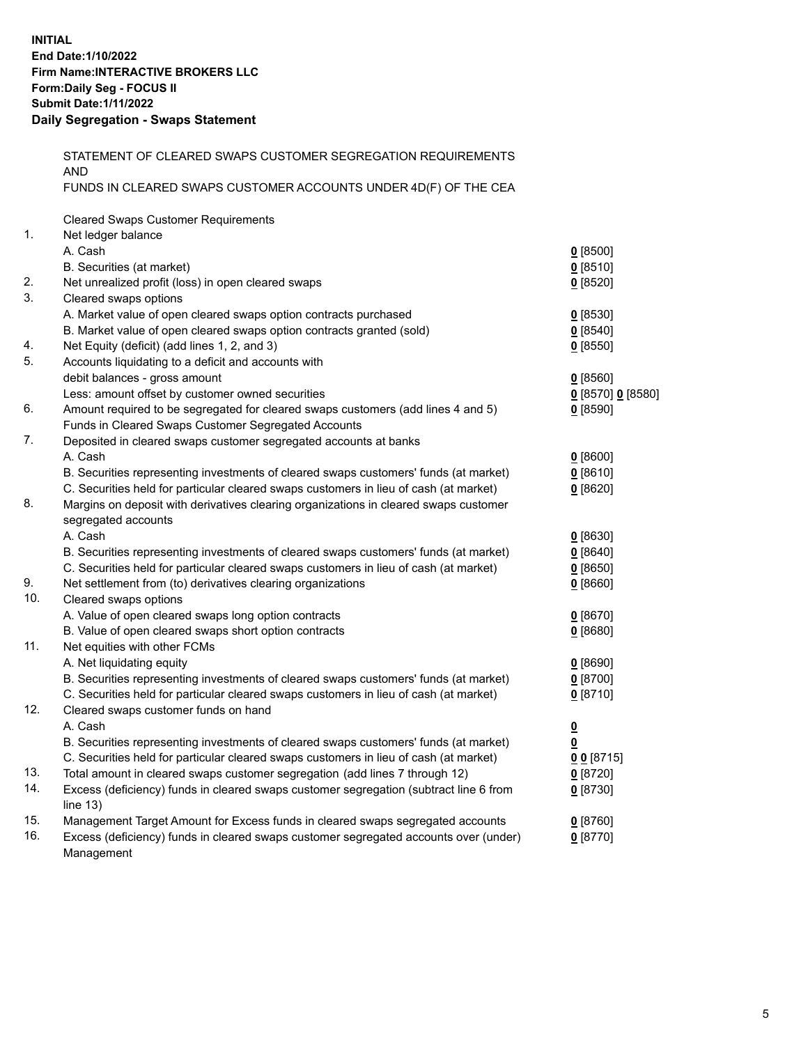**INITIAL**
**End Date:1/10/2022**
**Firm Name:INTERACTIVE BROKERS LLC**
**Form:Daily Seg - FOCUS II**
**Submit Date:1/11/2022**
**Daily Segregation - Swaps Statement**

STATEMENT OF CLEARED SWAPS CUSTOMER SEGREGATION REQUIREMENTS AND FUNDS IN CLEARED SWAPS CUSTOMER ACCOUNTS UNDER 4D(F) OF THE CEA

| | | |
|---|---|---|
| | Cleared Swaps Customer Requirements | |
| 1. | Net ledger balance | |
| | A. Cash | 0 [8500] |
| | B. Securities (at market) | 0 [8510] |
| 2. | Net unrealized profit (loss) in open cleared swaps | 0 [8520] |
| 3. | Cleared swaps options | |
| | A. Market value of open cleared swaps option contracts purchased | 0 [8530] |
| | B. Market value of open cleared swaps option contracts granted (sold) | 0 [8540] |
| 4. | Net Equity (deficit) (add lines 1, 2, and 3) | 0 [8550] |
| 5. | Accounts liquidating to a deficit and accounts with debit balances - gross amount | 0 [8560] |
| | Less: amount offset by customer owned securities | 0 [8570] 0 [8580] |
| 6. | Amount required to be segregated for cleared swaps customers (add lines 4 and 5) | 0 [8590] |
| | Funds in Cleared Swaps Customer Segregated Accounts | |
| 7. | Deposited in cleared swaps customer segregated accounts at banks | |
| | A. Cash | 0 [8600] |
| | B. Securities representing investments of cleared swaps customers' funds (at market) | 0 [8610] |
| | C. Securities held for particular cleared swaps customers in lieu of cash (at market) | 0 [8620] |
| 8. | Margins on deposit with derivatives clearing organizations in cleared swaps customer segregated accounts | |
| | A. Cash | 0 [8630] |
| | B. Securities representing investments of cleared swaps customers' funds (at market) | 0 [8640] |
| | C. Securities held for particular cleared swaps customers in lieu of cash (at market) | 0 [8650] |
| 9. | Net settlement from (to) derivatives clearing organizations | 0 [8660] |
| 10. | Cleared swaps options | |
| | A. Value of open cleared swaps long option contracts | 0 [8670] |
| | B. Value of open cleared swaps short option contracts | 0 [8680] |
| 11. | Net equities with other FCMs | |
| | A. Net liquidating equity | 0 [8690] |
| | B. Securities representing investments of cleared swaps customers' funds (at market) | 0 [8700] |
| | C. Securities held for particular cleared swaps customers in lieu of cash (at market) | 0 [8710] |
| 12. | Cleared swaps customer funds on hand | |
| | A. Cash | 0 |
| | B. Securities representing investments of cleared swaps customers' funds (at market) | 0 |
| | C. Securities held for particular cleared swaps customers in lieu of cash (at market) | 0 0 [8715] |
| 13. | Total amount in cleared swaps customer segregation (add lines 7 through 12) | 0 [8720] |
| 14. | Excess (deficiency) funds in cleared swaps customer segregation (subtract line 6 from line 13) | 0 [8730] |
| 15. | Management Target Amount for Excess funds in cleared swaps segregated accounts | 0 [8760] |
| 16. | Excess (deficiency) funds in cleared swaps customer segregated accounts over (under) Management | 0 [8770] |